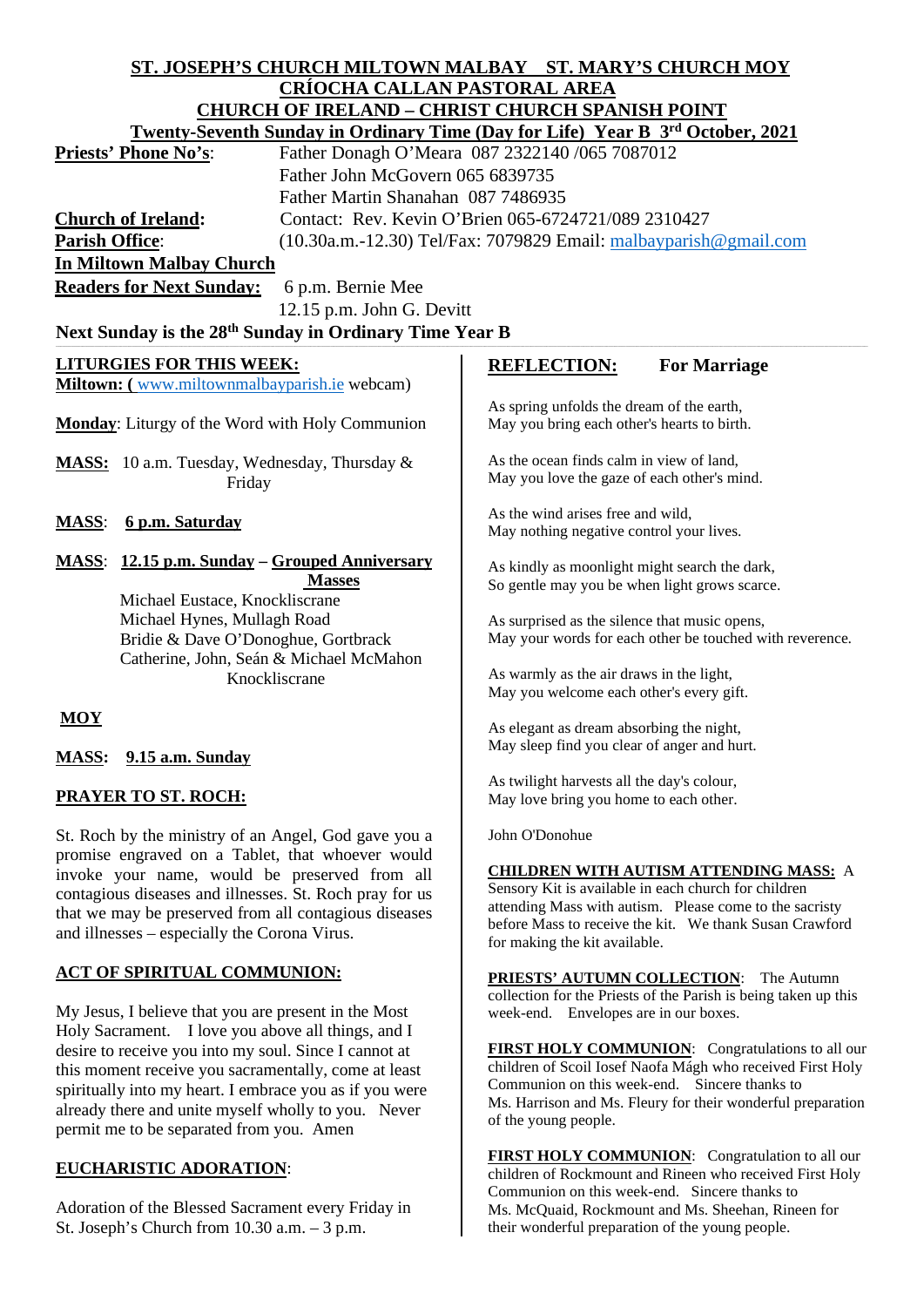**ST. JOSEPH'S CHURCH MILTOWN MALBAY ST. MARY'S CHURCH MOY**
**CRÍOCHA CALLAN PASTORAL AREA**
**CHURCH OF IRELAND – CHRIST CHURCH SPANISH POINT**
**Twenty-Seventh Sunday in Ordinary Time (Day for Life) Year B 3rd October, 2021**

**Priests' Phone No's**: Father Donagh O'Meara 087 2322140 /065 7087012
Father John McGovern 065 6839735
Father Martin Shanahan 087 7486935

**Church of Ireland**: Contact: Rev. Kevin O'Brien 065-6724721/089 2310427

**Parish Office**: (10.30a.m.-12.30) Tel/Fax: 7079829 Email: malbayparish@gmail.com

**In Miltown Malbay Church**

**Readers for Next Sunday:** 6 p.m. Bernie Mee
12.15 p.m. John G. Devitt

**Next Sunday is the 28th Sunday in Ordinary Time Year B**

## LITURGIES FOR THIS WEEK:

**Miltown: (** www.miltownmalbayparish.ie webcam)

**Monday**: Liturgy of the Word with Holy Communion

**MASS:** 10 a.m. Tuesday, Wednesday, Thursday & Friday

**MASS**: **6 p.m. Saturday**

**MASS**: **12.15 p.m. Sunday – Grouped Anniversary Masses**
Michael Eustace, Knockliscrane
Michael Hynes, Mullagh Road
Bridie & Dave O'Donoghue, Gortbrack
Catherine, John, Seán & Michael McMahon Knockliscrane

**MOY**

**MASS: 9.15 a.m. Sunday**

## PRAYER TO ST. ROCH:

St. Roch by the ministry of an Angel, God gave you a promise engraved on a Tablet, that whoever would invoke your name, would be preserved from all contagious diseases and illnesses. St. Roch pray for us that we may be preserved from all contagious diseases and illnesses – especially the Corona Virus.

## ACT OF SPIRITUAL COMMUNION:

My Jesus, I believe that you are present in the Most Holy Sacrament. I love you above all things, and I desire to receive you into my soul. Since I cannot at this moment receive you sacramentally, come at least spiritually into my heart. I embrace you as if you were already there and unite myself wholly to you. Never permit me to be separated from you. Amen

## EUCHARISTIC ADORATION:

Adoration of the Blessed Sacrament every Friday in St. Joseph's Church from 10.30 a.m. – 3 p.m.

## REFLECTION: For Marriage

As spring unfolds the dream of the earth,
May you bring each other's hearts to birth.

As the ocean finds calm in view of land,
May you love the gaze of each other's mind.

As the wind arises free and wild,
May nothing negative control your lives.

As kindly as moonlight might search the dark,
So gentle may you be when light grows scarce.

As surprised as the silence that music opens,
May your words for each other be touched with reverence.

As warmly as the air draws in the light,
May you welcome each other's every gift.

As elegant as dream absorbing the night,
May sleep find you clear of anger and hurt.

As twilight harvests all the day's colour,
May love bring you home to each other.

John O'Donohue

**CHILDREN WITH AUTISM ATTENDING MASS:** A Sensory Kit is available in each church for children attending Mass with autism. Please come to the sacristy before Mass to receive the kit. We thank Susan Crawford for making the kit available.

**PRIESTS' AUTUMN COLLECTION**: The Autumn collection for the Priests of the Parish is being taken up this week-end. Envelopes are in our boxes.

**FIRST HOLY COMMUNION**: Congratulations to all our children of Scoil Iosef Naofa Mágh who received First Holy Communion on this week-end. Sincere thanks to Ms. Harrison and Ms. Fleury for their wonderful preparation of the young people.

**FIRST HOLY COMMUNION**: Congratulation to all our children of Rockmount and Rineen who received First Holy Communion on this week-end. Sincere thanks to Ms. McQuaid, Rockmount and Ms. Sheehan, Rineen for their wonderful preparation of the young people.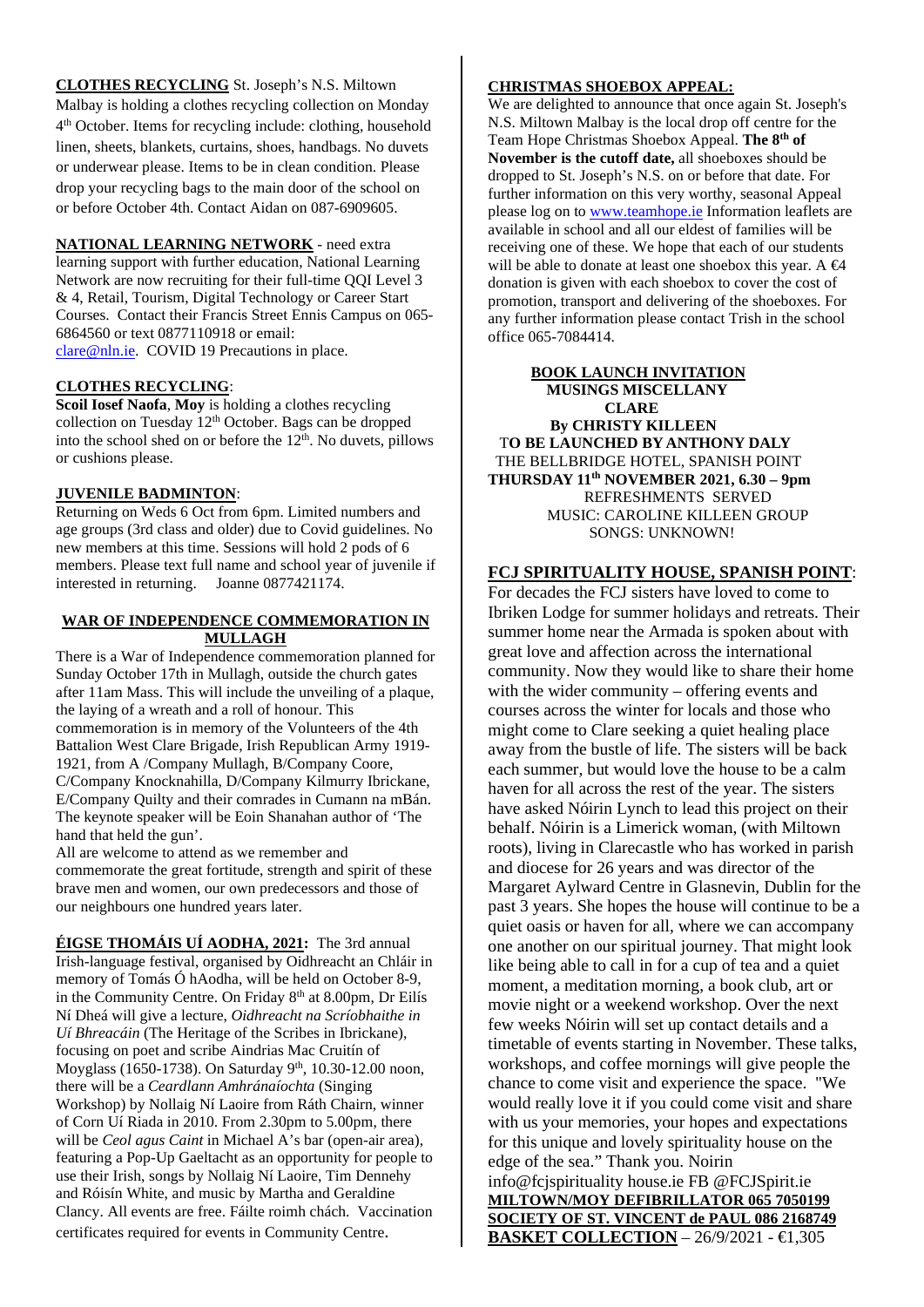**CLOTHES RECYCLING** St. Joseph's N.S. Miltown Malbay is holding a clothes recycling collection on Monday 4th October. Items for recycling include: clothing, household linen, sheets, blankets, curtains, shoes, handbags. No duvets or underwear please. Items to be in clean condition. Please drop your recycling bags to the main door of the school on or before October 4th. Contact Aidan on 087-6909605.

**NATIONAL LEARNING NETWORK** - need extra learning support with further education, National Learning Network are now recruiting for their full-time QQI Level 3 & 4, Retail, Tourism, Digital Technology or Career Start Courses. Contact their Francis Street Ennis Campus on 065-6864560 or text 0877110918 or email: clare@nln.ie. COVID 19 Precautions in place.

**CLOTHES RECYCLING**:

**Scoil Iosef Naofa**, **Moy** is holding a clothes recycling collection on Tuesday 12th October. Bags can be dropped into the school shed on or before the 12th. No duvets, pillows or cushions please.

**JUVENILE BADMINTON**:

Returning on Weds 6 Oct from 6pm. Limited numbers and age groups (3rd class and older) due to Covid guidelines. No new members at this time. Sessions will hold 2 pods of 6 members. Please text full name and school year of juvenile if interested in returning. Joanne 0877421174.

**WAR OF INDEPENDENCE COMMEMORATION IN MULLAGH**

There is a War of Independence commemoration planned for Sunday October 17th in Mullagh, outside the church gates after 11am Mass. This will include the unveiling of a plaque, the laying of a wreath and a roll of honour. This commemoration is in memory of the Volunteers of the 4th Battalion West Clare Brigade, Irish Republican Army 1919-1921, from A /Company Mullagh, B/Company Coore, C/Company Knocknahilla, D/Company Kilmurry Ibrickane, E/Company Quilty and their comrades in Cumann na mBán. The keynote speaker will be Eoin Shanahan author of 'The hand that held the gun'.

All are welcome to attend as we remember and commemorate the great fortitude, strength and spirit of these brave men and women, our own predecessors and those of our neighbours one hundred years later.

**ÉIGSE THOMÁIS UÍ AODHA, 2021:** The 3rd annual Irish-language festival, organised by Oidhreacht an Chláir in memory of Tomás Ó hAodha, will be held on October 8-9, in the Community Centre. On Friday 8th at 8.00pm, Dr Eilís Ní Dheá will give a lecture, *Oidhreacht na Scríobhaithe in Uí Bhreacáin* (The Heritage of the Scribes in Ibrickane), focusing on poet and scribe Aindrias Mac Cruitín of Moyglass (1650-1738). On Saturday 9th, 10.30-12.00 noon, there will be a *Ceardlann Amhránaíochta* (Singing Workshop) by Nollaig Ní Laoire from Ráth Chairn, winner of Corn Uí Riada in 2010. From 2.30pm to 5.00pm, there will be *Ceol agus Caint* in Michael A's bar (open-air area), featuring a Pop-Up Gaeltacht as an opportunity for people to use their Irish, songs by Nollaig Ní Laoire, Tim Dennehy and Róisín White, and music by Martha and Geraldine Clancy. All events are free. Fáilte roimh chách. Vaccination certificates required for events in Community Centre.

**CHRISTMAS SHOEBOX APPEAL:**

We are delighted to announce that once again St. Joseph's N.S. Miltown Malbay is the local drop off centre for the Team Hope Christmas Shoebox Appeal. **The 8th of November is the cutoff date,** all shoeboxes should be dropped to St. Joseph's N.S. on or before that date. For further information on this very worthy, seasonal Appeal please log on to www.teamhope.ie Information leaflets are available in school and all our eldest of families will be receiving one of these. We hope that each of our students will be able to donate at least one shoebox this year. A €4 donation is given with each shoebox to cover the cost of promotion, transport and delivering of the shoeboxes. For any further information please contact Trish in the school office 065-7084414.

**BOOK LAUNCH INVITATION**
**MUSINGS MISCELLANY**
**CLARE**
**By CHRISTY KILLEEN**
**TO BE LAUNCHED BY ANTHONY DALY**
THE BELLBRIDGE HOTEL, SPANISH POINT
**THURSDAY 11th NOVEMBER 2021, 6.30 – 9pm**
REFRESHMENTS SERVED
MUSIC: CAROLINE KILLEEN GROUP
SONGS: UNKNOWN!

**FCJ SPIRITUALITY HOUSE, SPANISH POINT**:

For decades the FCJ sisters have loved to come to Ibriken Lodge for summer holidays and retreats. Their summer home near the Armada is spoken about with great love and affection across the international community. Now they would like to share their home with the wider community – offering events and courses across the winter for locals and those who might come to Clare seeking a quiet healing place away from the bustle of life. The sisters will be back each summer, but would love the house to be a calm haven for all across the rest of the year. The sisters have asked Nóirin Lynch to lead this project on their behalf. Nóirin is a Limerick woman, (with Miltown roots), living in Clarecastle who has worked in parish and diocese for 26 years and was director of the Margaret Aylward Centre in Glasnevin, Dublin for the past 3 years. She hopes the house will continue to be a quiet oasis or haven for all, where we can accompany one another on our spiritual journey. That might look like being able to call in for a cup of tea and a quiet moment, a meditation morning, a book club, art or movie night or a weekend workshop. Over the next few weeks Nóirin will set up contact details and a timetable of events starting in November. These talks, workshops, and coffee mornings will give people the chance to come visit and experience the space. "We would really love it if you could come visit and share with us your memories, your hopes and expectations for this unique and lovely spirituality house on the edge of the sea." Thank you. Noirin info@fcjspirituality house.ie FB @FCJSpirit.ie

**MILTOWN/MOY DEFIBRILLATOR 065 7050199**
**SOCIETY OF ST. VINCENT de PAUL 086 2168749**
**BASKET COLLECTION** – 26/9/2021 - €1,305